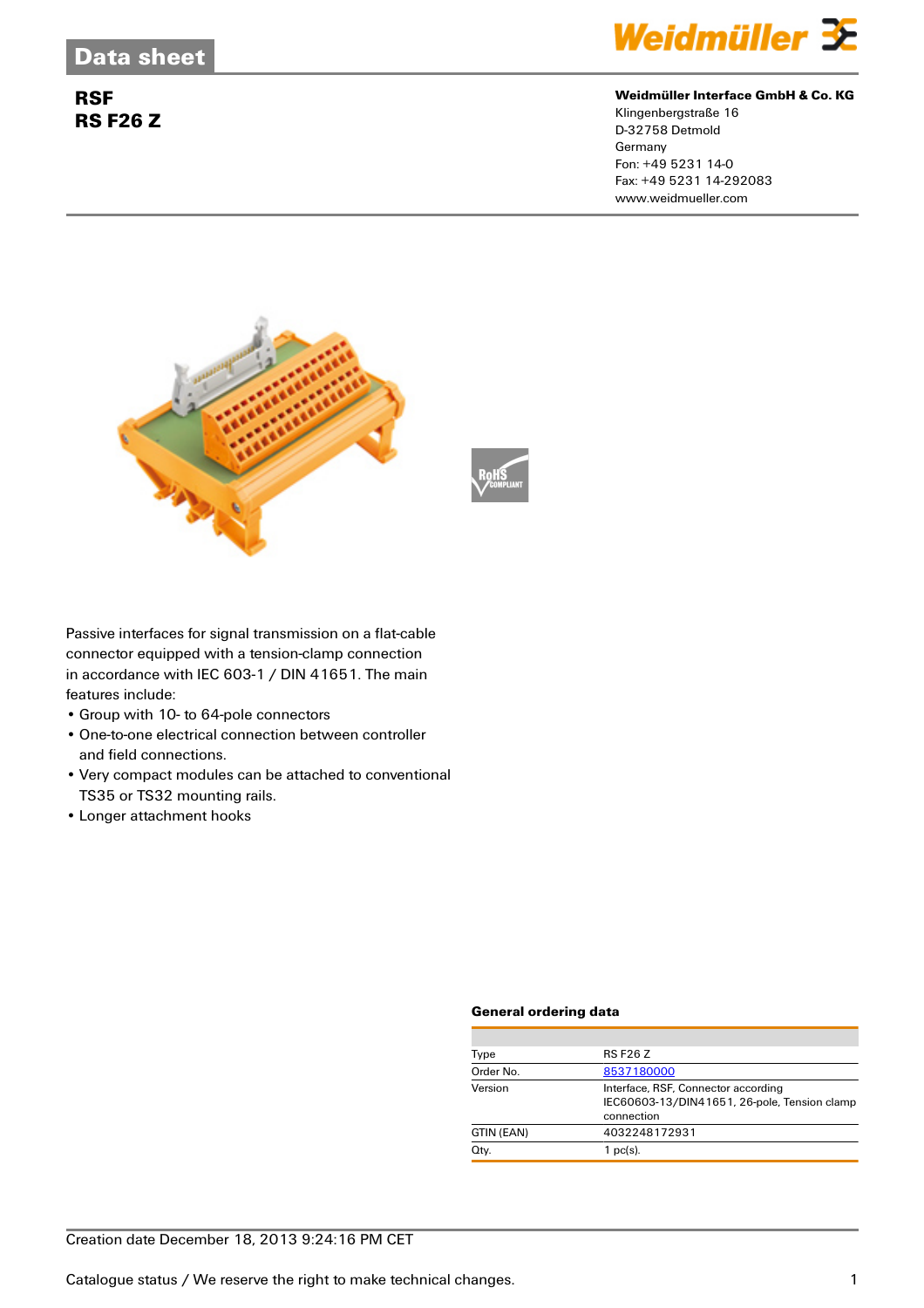# Data sheet

## RSF
## RS F26 Z

**Weidmüller Interface GmbH & Co. KG**
Klingenbergstraße 16
D-32758 Detmold
Germany
Fon: +49 5231 14-0
Fax: +49 5231 14-292083
www.weidmueller.com

Passive interfaces for signal transmission on a flat-cable connector equipped with a tension-clamp connection in accordance with IEC 603-1 / DIN 41651. The main features include:

- Group with 10- to 64-pole connectors
- One-to-one electrical connection between controller and field connections.
- Very compact modules can be attached to conventional TS35 or TS32 mounting rails.
- Longer attachment hooks

### General ordering data

| | |
|---|---|
| Type | RS F26 Z |
| Order No. | 8537180000 |
| Version | Interface, RSF, Connector according IEC60603-13/DIN41651, 26-pole, Tension clamp connection |
| GTIN (EAN) | 4032248172931 |
| Qty. | 1 pc(s). |

Creation date December 18, 2013 9:24:16 PM CET

Catalogue status / We reserve the right to make technical changes.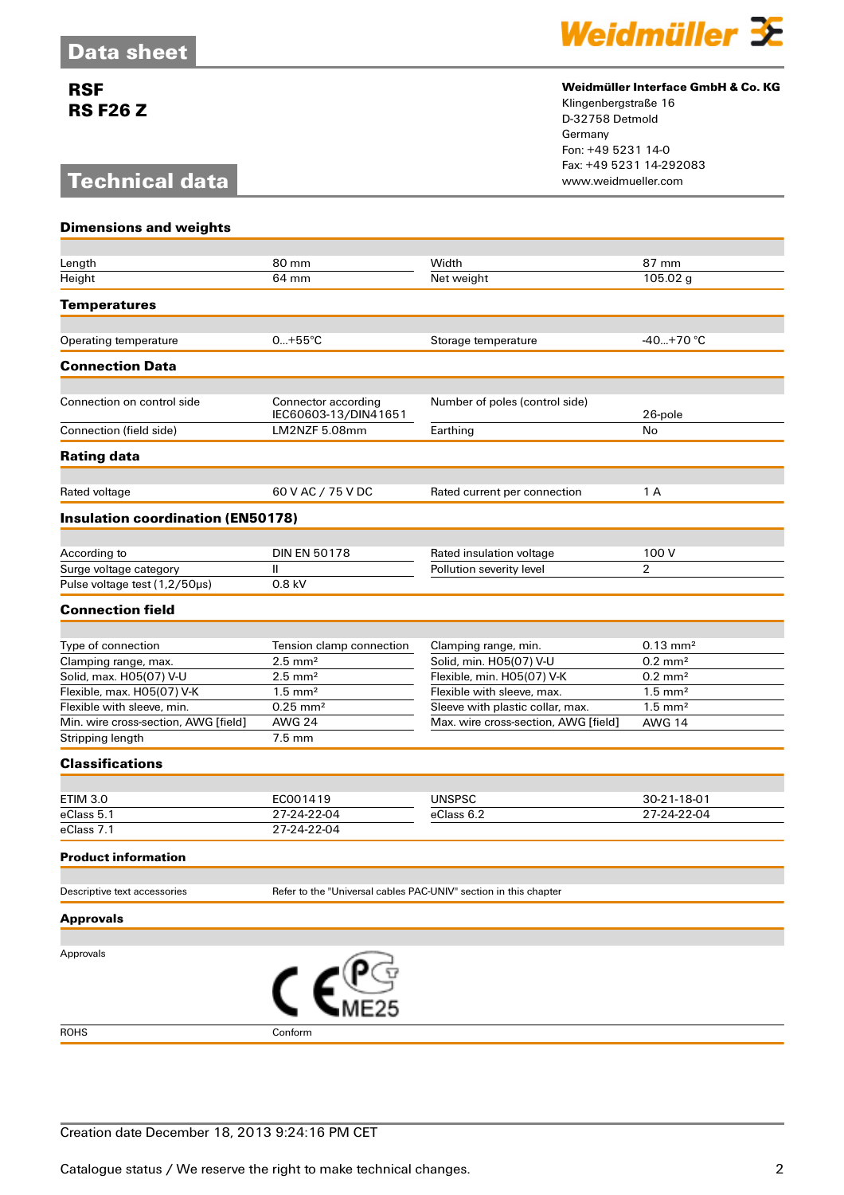# Data sheet

**RSF**
**RS F26 Z**

**Weidmüller Interface GmbH & Co. KG**
Klingenbergstraße 16
D-32758 Detmold
Germany
Fon: +49 5231 14-0
Fax: +49 5231 14-292083
www.weidmueller.com

# Technical data

### Dimensions and weights

| | | | |
|---|---|---|---|
| Length | 80 mm | Width | 87 mm |
| Height | 64 mm | Net weight | 105.02 g |

### Temperatures

| | | | |
|---|---|---|---|
| Operating temperature | 0...+55°C | Storage temperature | -40...+70 °C |

### Connection Data

| | | | |
|---|---|---|---|
| Connection on control side | Connector according IEC60603-13/DIN41651 | Number of poles (control side) | 26-pole |
| Connection (field side) | LM2NZF 5.08mm | Earthing | No |

### Rating data

| | | | |
|---|---|---|---|
| Rated voltage | 60 V AC / 75 V DC | Rated current per connection | 1 A |

### Insulation coordination (EN50178)

| | | | |
|---|---|---|---|
| According to | DIN EN 50178 | Rated insulation voltage | 100 V |
| Surge voltage category | II | Pollution severity level | 2 |
| Pulse voltage test (1,2/50µs) | 0.8 kV | | |

### Connection field

| | | | |
|---|---|---|---|
| Type of connection | Tension clamp connection | Clamping range, min. | 0.13 mm² |
| Clamping range, max. | 2.5 mm² | Solid, min. H05(07) V-U | 0.2 mm² |
| Solid, max. H05(07) V-U | 2.5 mm² | Flexible, min. H05(07) V-K | 0.2 mm² |
| Flexible, max. H05(07) V-K | 1.5 mm² | Flexible with sleeve, max. | 1.5 mm² |
| Flexible with sleeve, min. | 0.25 mm² | Sleeve with plastic collar, max. | 1.5 mm² |
| Min. wire cross-section, AWG [field] | AWG 24 | Max. wire cross-section, AWG [field] | AWG 14 |
| Stripping length | 7.5 mm | | |

### Classifications

| | | | |
|---|---|---|---|
| ETIM 3.0 | EC001419 | UNSPSC | 30-21-18-01 |
| eClass 5.1 | 27-24-22-04 | eClass 6.2 | 27-24-22-04 |
| eClass 7.1 | 27-24-22-04 | | |

### Product information

| | |
|---|---|
| Descriptive text accessories | Refer to the "Universal cables PAC-UNIV" section in this chapter |

### Approvals

| | |
|---|---|
| Approvals | CE, PCT ME25 |
| ROHS | Conform |

Creation date December 18, 2013 9:24:16 PM CET

Catalogue status / We reserve the right to make technical changes.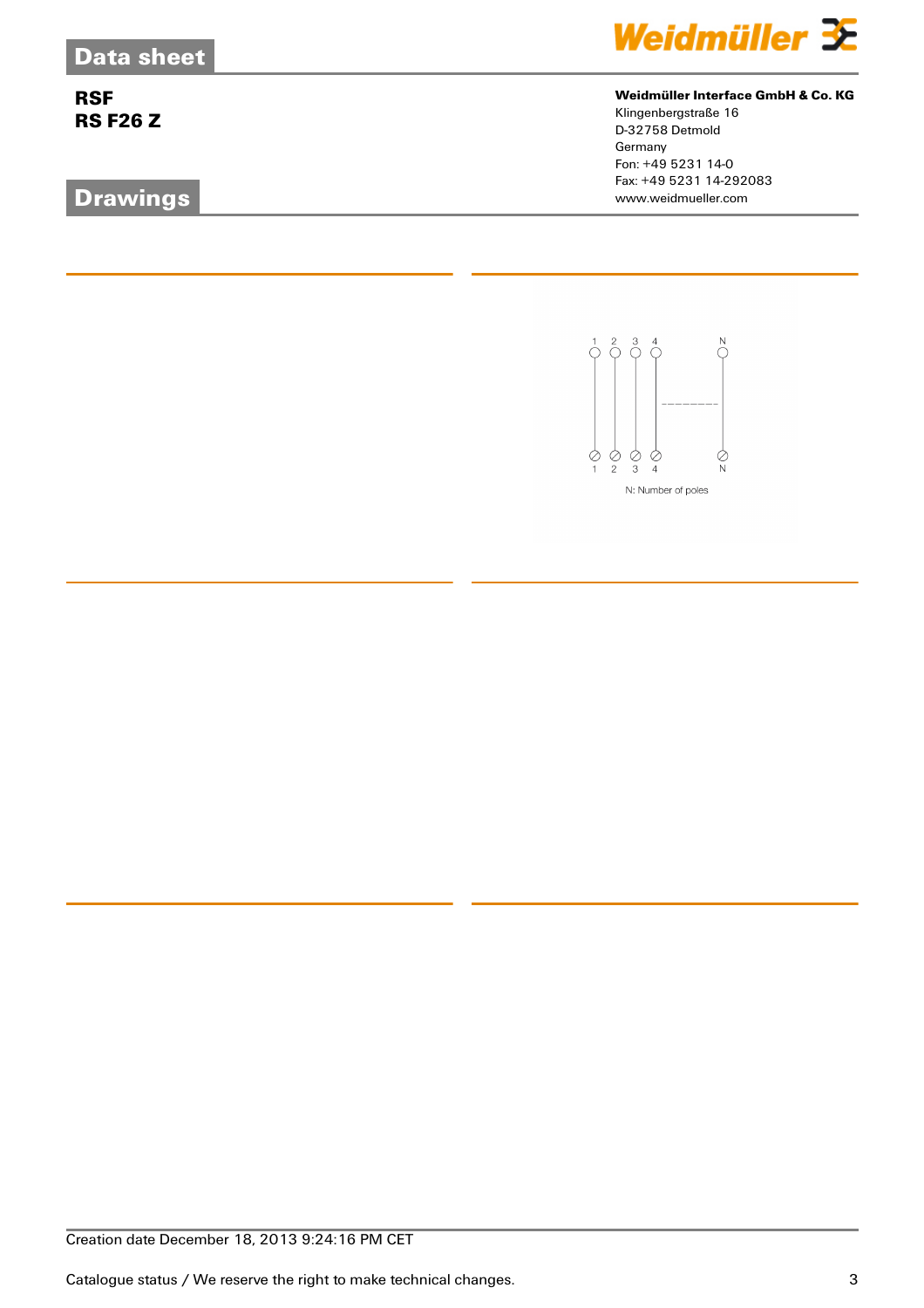# Data sheet

**RSF**
**RS F26 Z**

**Weidmüller Interface GmbH & Co. KG**
Klingenbergstraße 16
D-32758 Detmold
Germany
Fon: +49 5231 14-0
Fax: +49 5231 14-292083
www.weidmueller.com

## Drawings

1 2 3 4 N

1 2 3 4 N

N: Number of poles

Creation date December 18, 2013 9:24:16 PM CET

Catalogue status / We reserve the right to make technical changes.